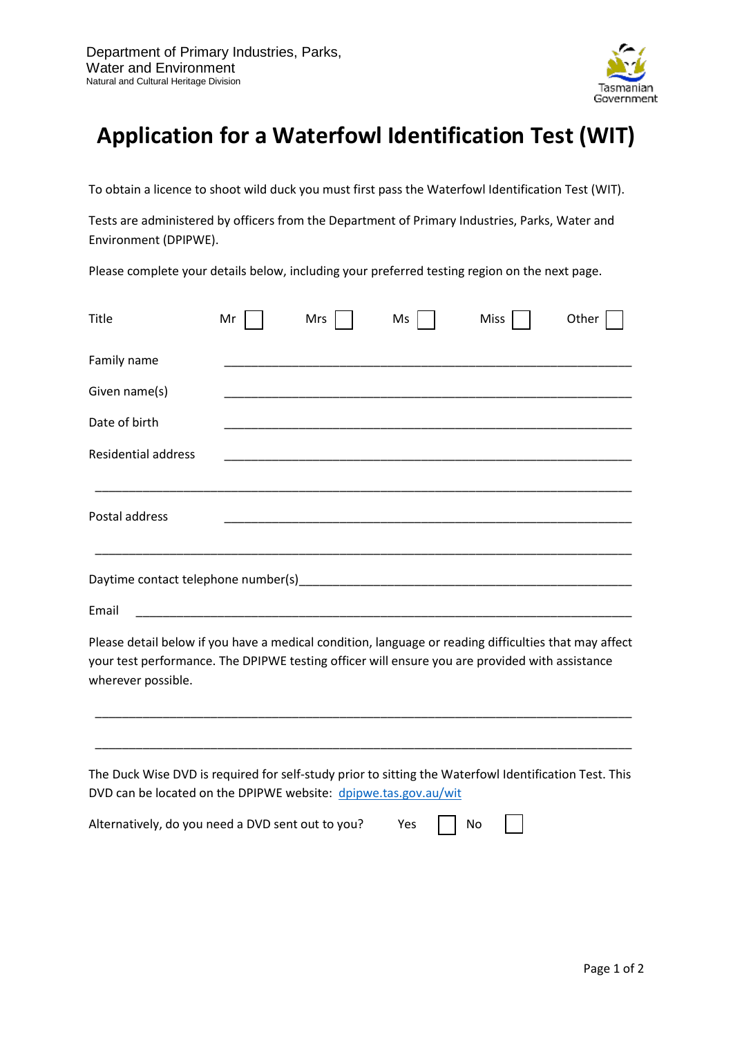Department of Primary Industries, Parks, Water and Environment
Natural and Cultural Heritage Division

Tasmanian Government

# Application for a Waterfowl Identification Test (WIT)

To obtain a licence to shoot wild duck you must first pass the Waterfowl Identification Test (WIT).

Tests are administered by officers from the Department of Primary Industries, Parks, Water and Environment (DPIPWE).

Please complete your details below, including your preferred testing region on the next page.

Title Mr ☐ Mrs ☐ Ms ☐ Miss ☐ Other ☐

Family name ______________________________________________________________

Given name(s) ______________________________________________________________

Date of birth ______________________________________________________________

Residential address ______________________________________________________________

______________________________________________________________________________

Postal address ______________________________________________________________

______________________________________________________________________________

Daytime contact telephone number(s)______________________________________________

Email ______________________________________________________________________

Please detail below if you have a medical condition, language or reading difficulties that may affect your test performance. The DPIPWE testing officer will ensure you are provided with assistance wherever possible.

______________________________________________________________________________

______________________________________________________________________________

The Duck Wise DVD is required for self-study prior to sitting the Waterfowl Identification Test. This DVD can be located on the DPIPWE website: dpipwe.tas.gov.au/wit

Alternatively, do you need a DVD sent out to you? Yes ☐ No ☐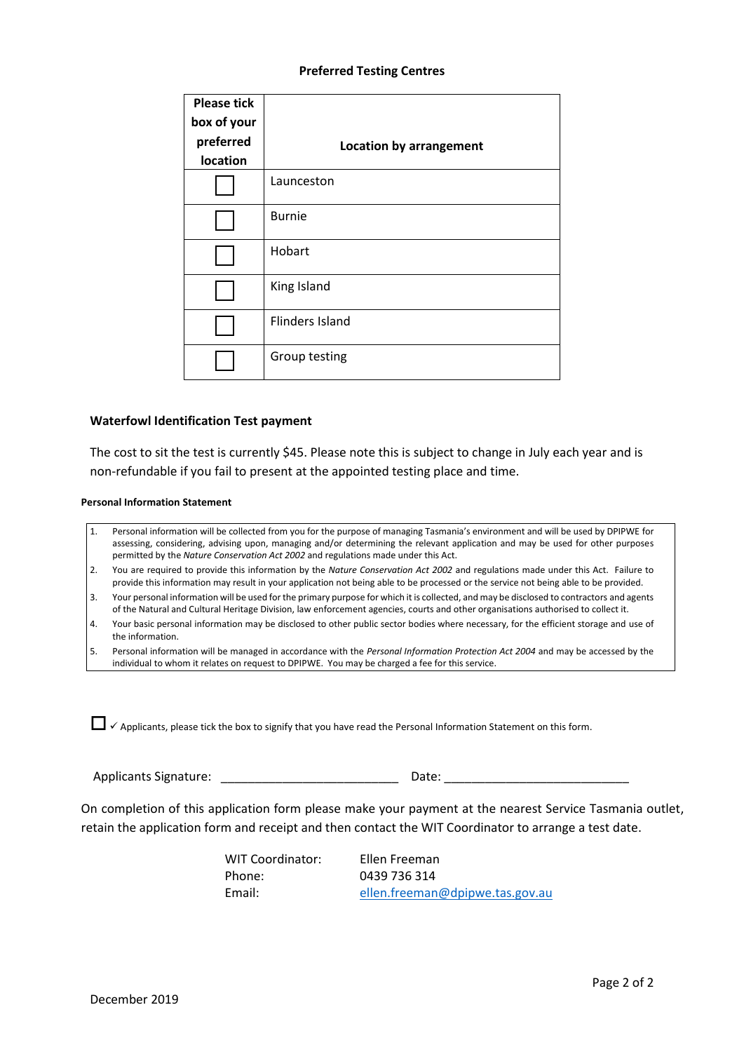## Preferred Testing Centres

| Please tick box of your preferred location | Location by arrangement |
|---|---|
| ☐ | Launceston |
| ☐ | Burnie |
| ☐ | Hobart |
| ☐ | King Island |
| ☐ | Flinders Island |
| ☐ | Group testing |

### Waterfowl Identification Test payment

The cost to sit the test is currently $45. Please note this is subject to change in July each year and is non-refundable if you fail to present at the appointed testing place and time.

**Personal Information Statement**

1. Personal information will be collected from you for the purpose of managing Tasmania's environment and will be used by DPIPWE for assessing, considering, advising upon, managing and/or determining the relevant application and may be used for other purposes permitted by the *Nature Conservation Act 2002* and regulations made under this Act.
2. You are required to provide this information by the *Nature Conservation Act 2002* and regulations made under this Act. Failure to provide this information may result in your application not being able to be processed or the service not being able to be provided.
3. Your personal information will be used for the primary purpose for which it is collected, and may be disclosed to contractors and agents of the Natural and Cultural Heritage Division, law enforcement agencies, courts and other organisations authorised to collect it.
4. Your basic personal information may be disclosed to other public sector bodies where necessary, for the efficient storage and use of the information.
5. Personal information will be managed in accordance with the *Personal Information Protection Act 2004* and may be accessed by the individual to whom it relates on request to DPIPWE. You may be charged a fee for this service.

☐ ✓ Applicants, please tick the box to signify that you have read the Personal Information Statement on this form.

Applicants Signature: __________________________ Date: ___________________________

On completion of this application form please make your payment at the nearest Service Tasmania outlet, retain the application form and receipt and then contact the WIT Coordinator to arrange a test date.

WIT Coordinator: Ellen Freeman
Phone: 0439 736 314
Email: ellen.freeman@dpipwe.tas.gov.au

December 2019